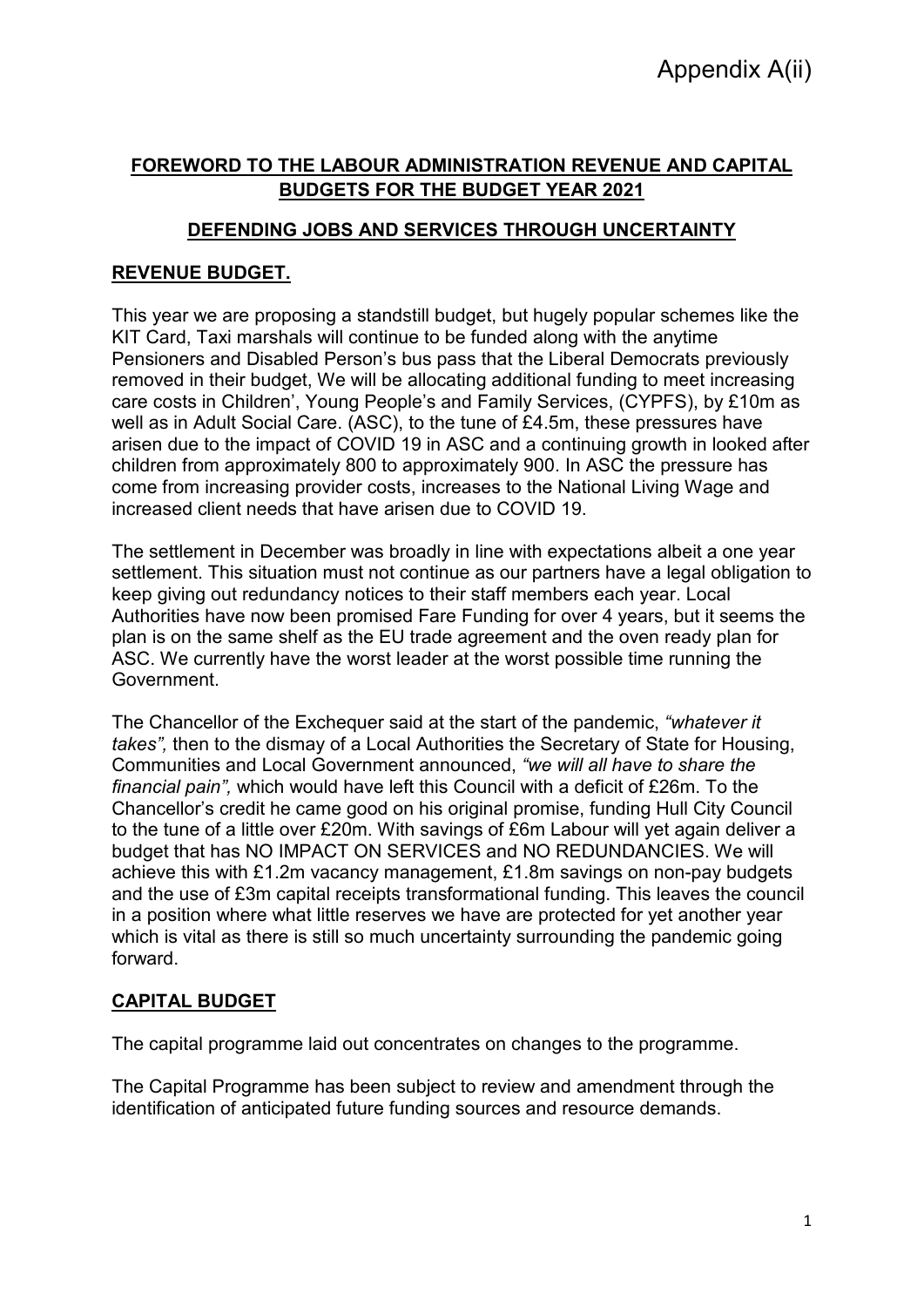Appendix A(ii)

## FOREWORD TO THE LABOUR ADMINISTRATION REVENUE AND CAPITAL BUDGETS FOR THE BUDGET YEAR 2021

## DEFENDING JOBS AND SERVICES THROUGH UNCERTAINTY

### REVENUE BUDGET.

This year we are proposing a standstill budget, but hugely popular schemes like the KIT Card, Taxi marshals will continue to be funded along with the anytime Pensioners and Disabled Person's bus pass that the Liberal Democrats previously removed in their budget, We will be allocating additional funding to meet increasing care costs in Children', Young People's and Family Services, (CYPFS), by £10m as well as in Adult Social Care. (ASC), to the tune of £4.5m, these pressures have arisen due to the impact of COVID 19 in ASC and a continuing growth in looked after children from approximately 800 to approximately 900. In ASC the pressure has come from increasing provider costs, increases to the National Living Wage and increased client needs that have arisen due to COVID 19.

The settlement in December was broadly in line with expectations albeit a one year settlement. This situation must not continue as our partners have a legal obligation to keep giving out redundancy notices to their staff members each year. Local Authorities have now been promised Fare Funding for over 4 years, but it seems the plan is on the same shelf as the EU trade agreement and the oven ready plan for ASC. We currently have the worst leader at the worst possible time running the Government.

The Chancellor of the Exchequer said at the start of the pandemic, *"whatever it takes",* then to the dismay of a Local Authorities the Secretary of State for Housing, Communities and Local Government announced, *"we will all have to share the financial pain",* which would have left this Council with a deficit of £26m. To the Chancellor's credit he came good on his original promise, funding Hull City Council to the tune of a little over £20m. With savings of £6m Labour will yet again deliver a budget that has NO IMPACT ON SERVICES and NO REDUNDANCIES. We will achieve this with £1.2m vacancy management, £1.8m savings on non-pay budgets and the use of £3m capital receipts transformational funding. This leaves the council in a position where what little reserves we have are protected for yet another year which is vital as there is still so much uncertainty surrounding the pandemic going forward.

### CAPITAL BUDGET

The capital programme laid out concentrates on changes to the programme.

The Capital Programme has been subject to review and amendment through the identification of anticipated future funding sources and resource demands.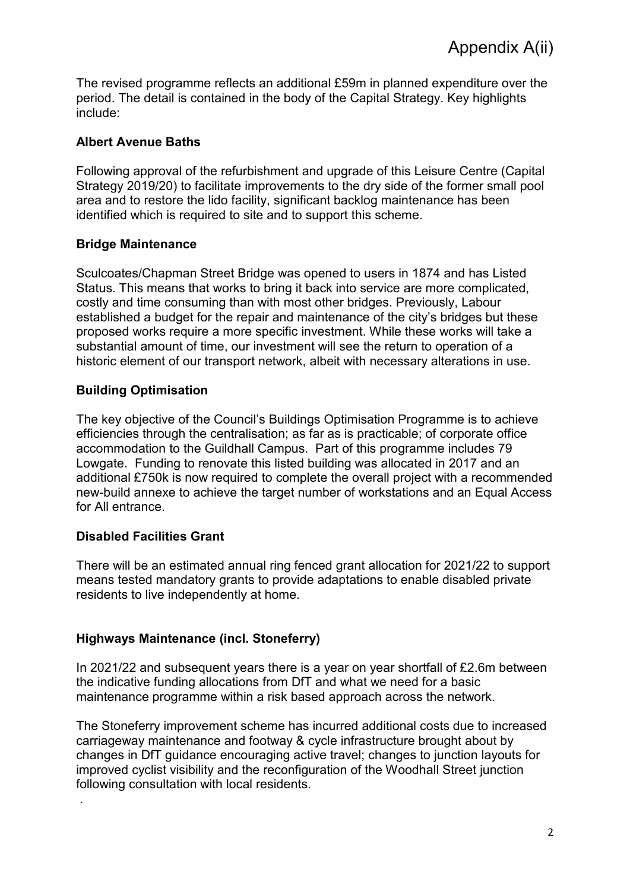Appendix A(ii)

The revised programme reflects an additional £59m in planned expenditure over the period. The detail is contained in the body of the Capital Strategy. Key highlights include:

**Albert Avenue Baths**

Following approval of the refurbishment and upgrade of this Leisure Centre (Capital Strategy 2019/20) to facilitate improvements to the dry side of the former small pool area and to restore the lido facility, significant backlog maintenance has been identified which is required to site and to support this scheme.

**Bridge Maintenance**

Sculcoates/Chapman Street Bridge was opened to users in 1874 and has Listed Status. This means that works to bring it back into service are more complicated, costly and time consuming than with most other bridges. Previously, Labour established a budget for the repair and maintenance of the city's bridges but these proposed works require a more specific investment. While these works will take a substantial amount of time, our investment will see the return to operation of a historic element of our transport network, albeit with necessary alterations in use.

**Building Optimisation**

The key objective of the Council's Buildings Optimisation Programme is to achieve efficiencies through the centralisation; as far as is practicable; of corporate office accommodation to the Guildhall Campus. Part of this programme includes 79 Lowgate. Funding to renovate this listed building was allocated in 2017 and an additional £750k is now required to complete the overall project with a recommended new-build annexe to achieve the target number of workstations and an Equal Access for All entrance.

**Disabled Facilities Grant**

There will be an estimated annual ring fenced grant allocation for 2021/22 to support means tested mandatory grants to provide adaptations to enable disabled private residents to live independently at home.

**Highways Maintenance (incl. Stoneferry)**

In 2021/22 and subsequent years there is a year on year shortfall of £2.6m between the indicative funding allocations from DfT and what we need for a basic maintenance programme within a risk based approach across the network.

The Stoneferry improvement scheme has incurred additional costs due to increased carriageway maintenance and footway & cycle infrastructure brought about by changes in DfT guidance encouraging active travel; changes to junction layouts for improved cyclist visibility and the reconfiguration of the Woodhall Street junction following consultation with local residents.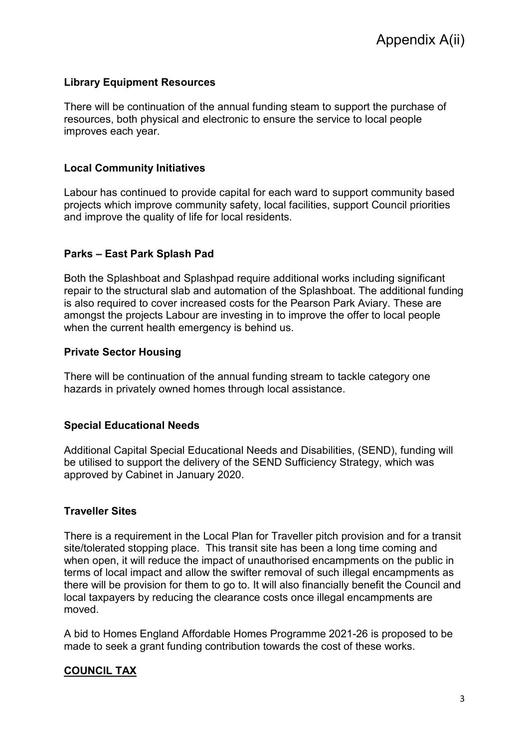Appendix A(ii)

**Library Equipment Resources**

There will be continuation of the annual funding steam to support the purchase of resources, both physical and electronic to ensure the service to local people improves each year.

**Local Community Initiatives**

Labour has continued to provide capital for each ward to support community based projects which improve community safety, local facilities, support Council priorities and improve the quality of life for local residents.

**Parks – East Park Splash Pad**

Both the Splashboat and Splashpad require additional works including significant repair to the structural slab and automation of the Splashboat. The additional funding is also required to cover increased costs for the Pearson Park Aviary. These are amongst the projects Labour are investing in to improve the offer to local people when the current health emergency is behind us.

**Private Sector Housing**

There will be continuation of the annual funding stream to tackle category one hazards in privately owned homes through local assistance.

**Special Educational Needs**

Additional Capital Special Educational Needs and Disabilities, (SEND), funding will be utilised to support the delivery of the SEND Sufficiency Strategy, which was approved by Cabinet in January 2020.

**Traveller Sites**

There is a requirement in the Local Plan for Traveller pitch provision and for a transit site/tolerated stopping place. This transit site has been a long time coming and when open, it will reduce the impact of unauthorised encampments on the public in terms of local impact and allow the swifter removal of such illegal encampments as there will be provision for them to go to. It will also financially benefit the Council and local taxpayers by reducing the clearance costs once illegal encampments are moved.

A bid to Homes England Affordable Homes Programme 2021-26 is proposed to be made to seek a grant funding contribution towards the cost of these works.

**COUNCIL TAX**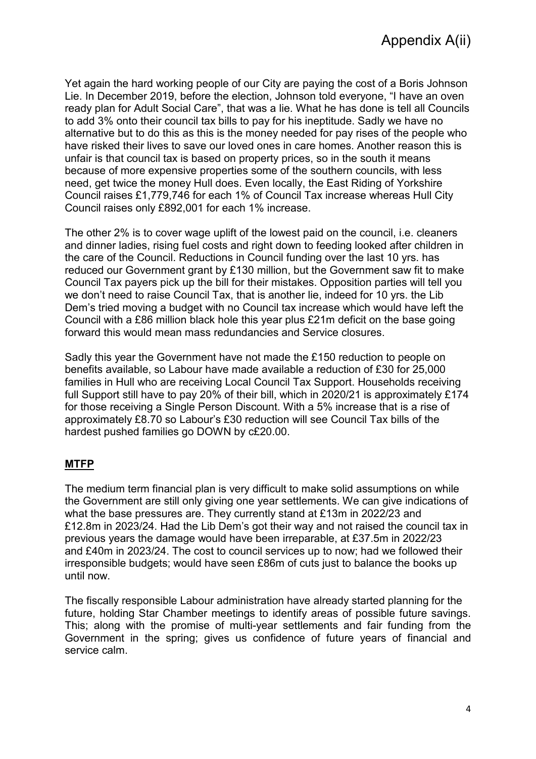Appendix A(ii)

Yet again the hard working people of our City are paying the cost of a Boris Johnson Lie. In December 2019, before the election, Johnson told everyone, "I have an oven ready plan for Adult Social Care", that was a lie. What he has done is tell all Councils to add 3% onto their council tax bills to pay for his ineptitude. Sadly we have no alternative but to do this as this is the money needed for pay rises of the people who have risked their lives to save our loved ones in care homes. Another reason this is unfair is that council tax is based on property prices, so in the south it means because of more expensive properties some of the southern councils, with less need, get twice the money Hull does. Even locally, the East Riding of Yorkshire Council raises £1,779,746 for each 1% of Council Tax increase whereas Hull City Council raises only £892,001 for each 1% increase.

The other 2% is to cover wage uplift of the lowest paid on the council, i.e. cleaners and dinner ladies, rising fuel costs and right down to feeding looked after children in the care of the Council. Reductions in Council funding over the last 10 yrs. has reduced our Government grant by £130 million, but the Government saw fit to make Council Tax payers pick up the bill for their mistakes. Opposition parties will tell you we don't need to raise Council Tax, that is another lie, indeed for 10 yrs. the Lib Dem's tried moving a budget with no Council tax increase which would have left the Council with a £86 million black hole this year plus £21m deficit on the base going forward this would mean mass redundancies and Service closures.

Sadly this year the Government have not made the £150 reduction to people on benefits available, so Labour have made available a reduction of £30 for 25,000 families in Hull who are receiving Local Council Tax Support. Households receiving full Support still have to pay 20% of their bill, which in 2020/21 is approximately £174 for those receiving a Single Person Discount. With a 5% increase that is a rise of approximately £8.70 so Labour's £30 reduction will see Council Tax bills of the hardest pushed families go DOWN by c£20.00.

## MTFP

The medium term financial plan is very difficult to make solid assumptions on while the Government are still only giving one year settlements. We can give indications of what the base pressures are. They currently stand at £13m in 2022/23 and £12.8m in 2023/24. Had the Lib Dem's got their way and not raised the council tax in previous years the damage would have been irreparable, at £37.5m in 2022/23 and £40m in 2023/24. The cost to council services up to now; had we followed their irresponsible budgets; would have seen £86m of cuts just to balance the books up until now.

The fiscally responsible Labour administration have already started planning for the future, holding Star Chamber meetings to identify areas of possible future savings. This; along with the promise of multi-year settlements and fair funding from the Government in the spring; gives us confidence of future years of financial and service calm.